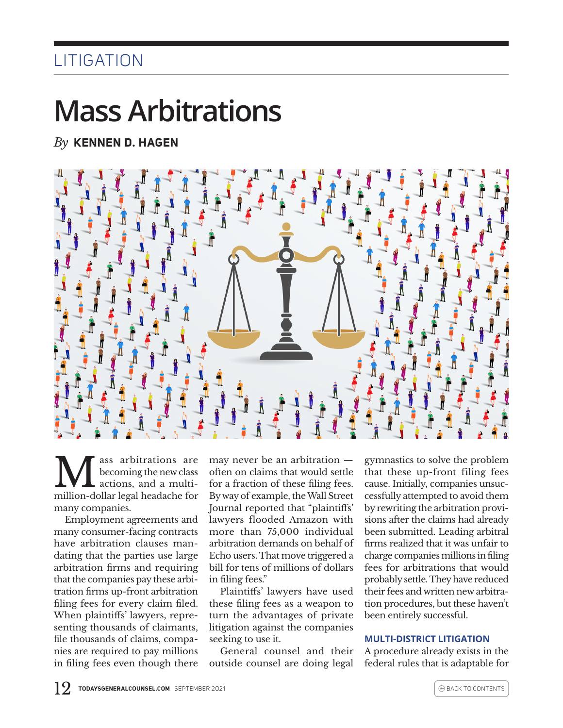LITIGATION

# Mass Arbitrations

*By* **KENNEN D. HAGEN**

Mass arbitrations are becoming the new class actions, and a multi-million-dollar legal headache for many companies.

Employment agreements and many consumer-facing contracts have arbitration clauses mandating that the parties use large arbitration firms and requiring that the companies pay these arbitration firms up-front arbitration filing fees for every claim filed. When plaintiffs' lawyers, representing thousands of claimants, file thousands of claims, companies are required to pay millions in filing fees even though there may never be an arbitration — often on claims that would settle for a fraction of these filing fees. By way of example, the Wall Street Journal reported that "plaintiffs' lawyers flooded Amazon with more than 75,000 individual arbitration demands on behalf of Echo users. That move triggered a bill for tens of millions of dollars in filing fees."

Plaintiffs' lawyers have used these filing fees as a weapon to turn the advantages of private litigation against the companies seeking to use it.

General counsel and their outside counsel are doing legal gymnastics to solve the problem that these up-front filing fees cause. Initially, companies unsuccessfully attempted to avoid them by rewriting the arbitration provisions after the claims had already been submitted. Leading arbitral firms realized that it was unfair to charge companies millions in filing fees for arbitrations that would probably settle. They have reduced their fees and written new arbitration procedures, but these haven't been entirely successful.

### MULTI-DISTRICT LITIGATION

A procedure already exists in the federal rules that is adaptable for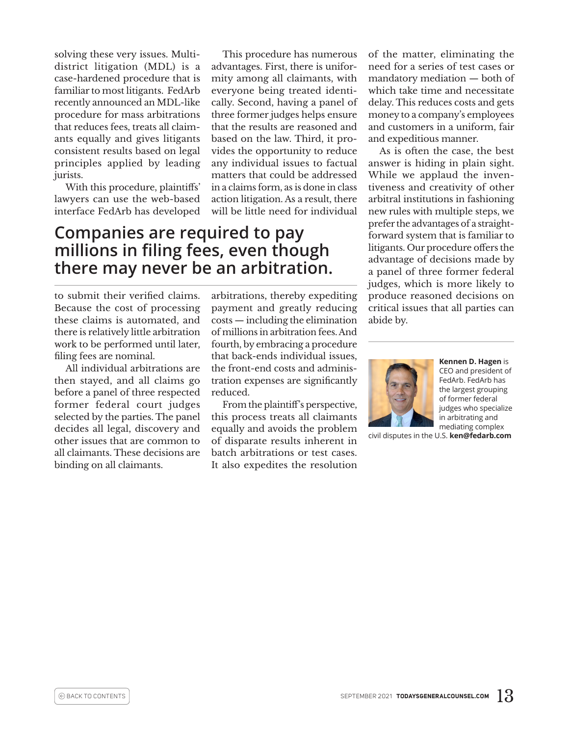solving these very issues. Multidistrict litigation (MDL) is a case-hardened procedure that is familiar to most litigants. FedArb recently announced an MDL-like procedure for mass arbitrations that reduces fees, treats all claimants equally and gives litigants consistent results based on legal principles applied by leading jurists.

With this procedure, plaintiffs' lawyers can use the web-based interface FedArb has developed to submit their verified claims. Because the cost of processing these claims is automated, and there is relatively little arbitration work to be performed until later, filing fees are nominal.

All individual arbitrations are then stayed, and all claims go before a panel of three respected former federal court judges selected by the parties. The panel decides all legal, discovery and other issues that are common to all claimants. These decisions are binding on all claimants.

This procedure has numerous advantages. First, there is uniformity among all claimants, with everyone being treated identically. Second, having a panel of three former judges helps ensure that the results are reasoned and based on the law. Third, it provides the opportunity to reduce any individual issues to factual matters that could be addressed in a claims form, as is done in class action litigation. As a result, there will be little need for individual arbitrations, thereby expediting payment and greatly reducing costs — including the elimination of millions in arbitration fees. And fourth, by embracing a procedure that back-ends individual issues, the front-end costs and administration expenses are significantly reduced.

## Companies are required to pay millions in filing fees, even though there may never be an arbitration.

From the plaintiff's perspective, this process treats all claimants equally and avoids the problem of disparate results inherent in batch arbitrations or test cases. It also expedites the resolution of the matter, eliminating the need for a series of test cases or mandatory mediation — both of which take time and necessitate delay. This reduces costs and gets money to a company's employees and customers in a uniform, fair and expeditious manner.

As is often the case, the best answer is hiding in plain sight. While we applaud the inventiveness and creativity of other arbitral institutions in fashioning new rules with multiple steps, we prefer the advantages of a straightforward system that is familiar to litigants. Our procedure offers the advantage of decisions made by a panel of three former federal judges, which is more likely to produce reasoned decisions on critical issues that all parties can abide by.

**Kennen D. Hagen** is CEO and president of FedArb. FedArb has the largest grouping of former federal judges who specialize in arbitrating and mediating complex civil disputes in the U.S. **ken@fedarb.com**